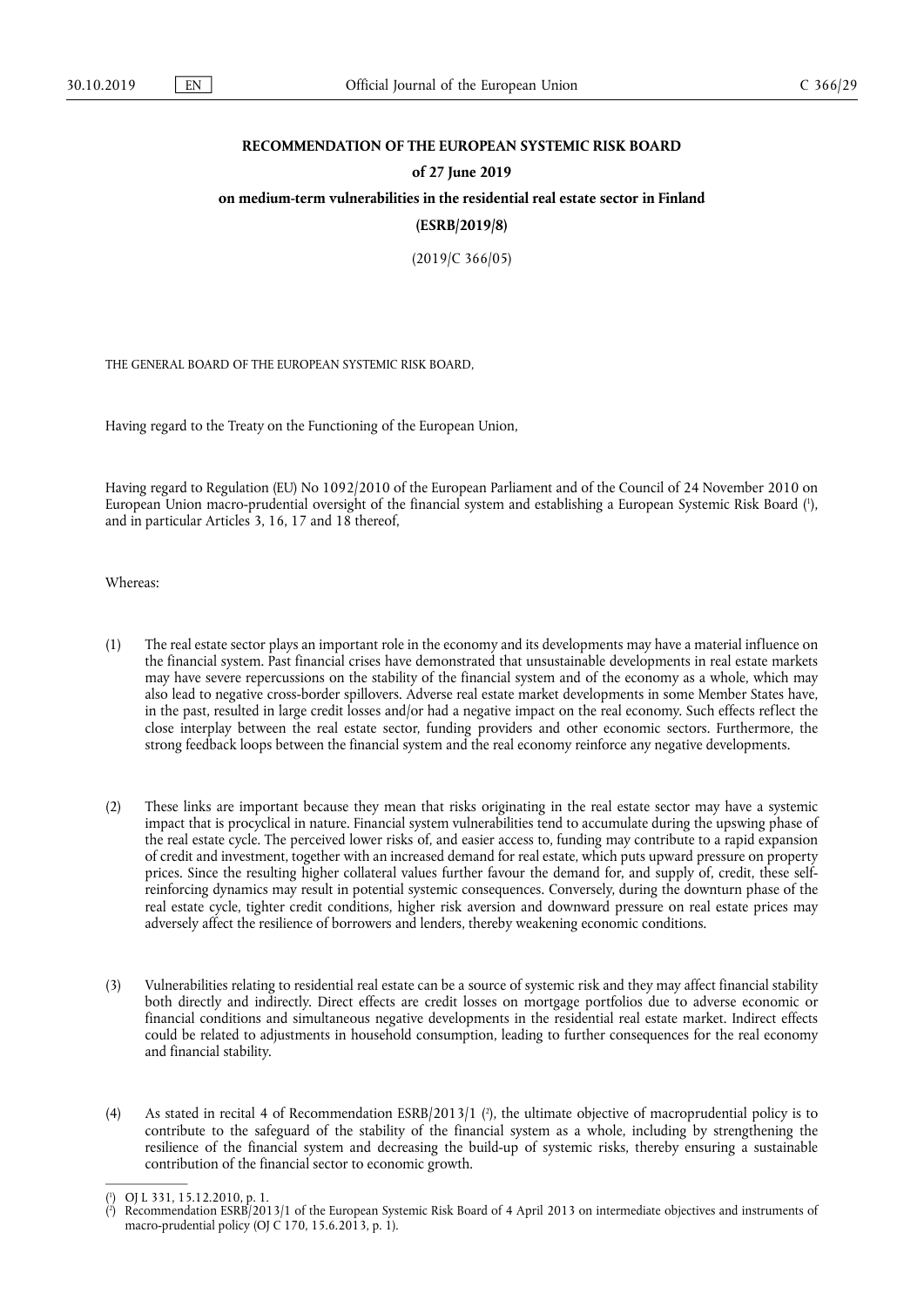**RECOMMENDATION OF THE EUROPEAN SYSTEMIC RISK BOARD**

**of 27 June 2019**

**on medium-term vulnerabilities in the residential real estate sector in Finland**

**(ESRB/2019/8)**

(2019/C 366/05)

THE GENERAL BOARD OF THE EUROPEAN SYSTEMIC RISK BOARD,

Having regard to the Treaty on the Functioning of the European Union,

Having regard to Regulation (EU) No 1092/2010 of the European Parliament and of the Council of 24 November 2010 on European Union macro-prudential oversight of the financial system and establishing a European Systemic Risk Board [1], and in particular Articles 3, 16, 17 and 18 thereof,

Whereas:

(1) The real estate sector plays an important role in the economy and its developments may have a material influence on the financial system. Past financial crises have demonstrated that unsustainable developments in real estate markets may have severe repercussions on the stability of the financial system and of the economy as a whole, which may also lead to negative cross-border spillovers. Adverse real estate market developments in some Member States have, in the past, resulted in large credit losses and/or had a negative impact on the real economy. Such effects reflect the close interplay between the real estate sector, funding providers and other economic sectors. Furthermore, the strong feedback loops between the financial system and the real economy reinforce any negative developments.

(2) These links are important because they mean that risks originating in the real estate sector may have a systemic impact that is procyclical in nature. Financial system vulnerabilities tend to accumulate during the upswing phase of the real estate cycle. The perceived lower risks of, and easier access to, funding may contribute to a rapid expansion of credit and investment, together with an increased demand for real estate, which puts upward pressure on property prices. Since the resulting higher collateral values further favour the demand for, and supply of, credit, these self-reinforcing dynamics may result in potential systemic consequences. Conversely, during the downturn phase of the real estate cycle, tighter credit conditions, higher risk aversion and downward pressure on real estate prices may adversely affect the resilience of borrowers and lenders, thereby weakening economic conditions.

(3) Vulnerabilities relating to residential real estate can be a source of systemic risk and they may affect financial stability both directly and indirectly. Direct effects are credit losses on mortgage portfolios due to adverse economic or financial conditions and simultaneous negative developments in the residential real estate market. Indirect effects could be related to adjustments in household consumption, leading to further consequences for the real economy and financial stability.

(4) As stated in recital 4 of Recommendation ESRB/2013/1 [2], the ultimate objective of macroprudential policy is to contribute to the safeguard of the stability of the financial system as a whole, including by strengthening the resilience of the financial system and decreasing the build-up of systemic risks, thereby ensuring a sustainable contribution of the financial sector to economic growth.

---

[1] OJ L 331, 15.12.2010, p. 1.

[2] Recommendation ESRB/2013/1 of the European Systemic Risk Board of 4 April 2013 on intermediate objectives and instruments of macro-prudential policy (OJ C 170, 15.6.2013, p. 1).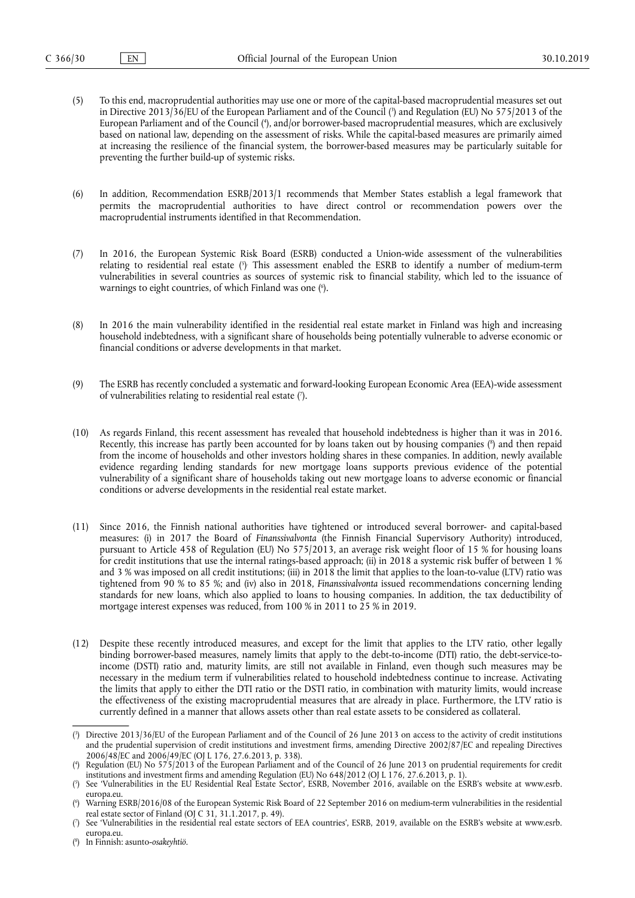(5) To this end, macroprudential authorities may use one or more of the capital-based macroprudential measures set out in Directive 2013/36/EU of the European Parliament and of the Council ([3]) and Regulation (EU) No 575/2013 of the European Parliament and of the Council ([4]), and/or borrower-based macroprudential measures, which are exclusively based on national law, depending on the assessment of risks. While the capital-based measures are primarily aimed at increasing the resilience of the financial system, the borrower-based measures may be particularly suitable for preventing the further build-up of systemic risks.

(6) In addition, Recommendation ESRB/2013/1 recommends that Member States establish a legal framework that permits the macroprudential authorities to have direct control or recommendation powers over the macroprudential instruments identified in that Recommendation.

(7) In 2016, the European Systemic Risk Board (ESRB) conducted a Union-wide assessment of the vulnerabilities relating to residential real estate ([5]). This assessment enabled the ESRB to identify a number of medium-term vulnerabilities in several countries as sources of systemic risk to financial stability, which led to the issuance of warnings to eight countries, of which Finland was one ([6]).

(8) In 2016 the main vulnerability identified in the residential real estate market in Finland was high and increasing household indebtedness, with a significant share of households being potentially vulnerable to adverse economic or financial conditions or adverse developments in that market.

(9) The ESRB has recently concluded a systematic and forward-looking European Economic Area (EEA)-wide assessment of vulnerabilities relating to residential real estate ([7]).

(10) As regards Finland, this recent assessment has revealed that household indebtedness is higher than it was in 2016. Recently, this increase has partly been accounted for by loans taken out by housing companies ([8]) and then repaid from the income of households and other investors holding shares in these companies. In addition, newly available evidence regarding lending standards for new mortgage loans supports previous evidence of the potential vulnerability of a significant share of households taking out new mortgage loans to adverse economic or financial conditions or adverse developments in the residential real estate market.

(11) Since 2016, the Finnish national authorities have tightened or introduced several borrower- and capital-based measures: (i) in 2017 the Board of *Finanssivalvonta* (the Finnish Financial Supervisory Authority) introduced, pursuant to Article 458 of Regulation (EU) No 575/2013, an average risk weight floor of 15 % for housing loans for credit institutions that use the internal ratings-based approach; (ii) in 2018 a systemic risk buffer of between 1 % and 3 % was imposed on all credit institutions; (iii) in 2018 the limit that applies to the loan-to-value (LTV) ratio was tightened from 90 % to 85 %; and (iv) also in 2018, *Finanssivalvonta* issued recommendations concerning lending standards for new loans, which also applied to loans to housing companies. In addition, the tax deductibility of mortgage interest expenses was reduced, from 100 % in 2011 to 25 % in 2019.

(12) Despite these recently introduced measures, and except for the limit that applies to the LTV ratio, other legally binding borrower-based measures, namely limits that apply to the debt-to-income (DTI) ratio, the debt-service-to-income (DSTI) ratio and, maturity limits, are still not available in Finland, even though such measures may be necessary in the medium term if vulnerabilities related to household indebtedness continue to increase. Activating the limits that apply to either the DTI ratio or the DSTI ratio, in combination with maturity limits, would increase the effectiveness of the existing macroprudential measures that are already in place. Furthermore, the LTV ratio is currently defined in a manner that allows assets other than real estate assets to be considered as collateral.

---

([3]) Directive 2013/36/EU of the European Parliament and of the Council of 26 June 2013 on access to the activity of credit institutions and the prudential supervision of credit institutions and investment firms, amending Directive 2002/87/EC and repealing Directives 2006/48/EC and 2006/49/EC (OJ L 176, 27.6.2013, p. 338).

([4]) Regulation (EU) No 575/2013 of the European Parliament and of the Council of 26 June 2013 on prudential requirements for credit institutions and investment firms and amending Regulation (EU) No 648/2012 (OJ L 176, 27.6.2013, p. 1).

([5]) See 'Vulnerabilities in the EU Residential Real Estate Sector', ESRB, November 2016, available on the ESRB's website at www.esrb.europa.eu.

([6]) Warning ESRB/2016/08 of the European Systemic Risk Board of 22 September 2016 on medium-term vulnerabilities in the residential real estate sector of Finland (OJ C 31, 31.1.2017, p. 49).

([7]) See 'Vulnerabilities in the residential real estate sectors of EEA countries', ESRB, 2019, available on the ESRB's website at www.esrb.europa.eu.

([8]) In Finnish: asunto-*osakeyhtiö*.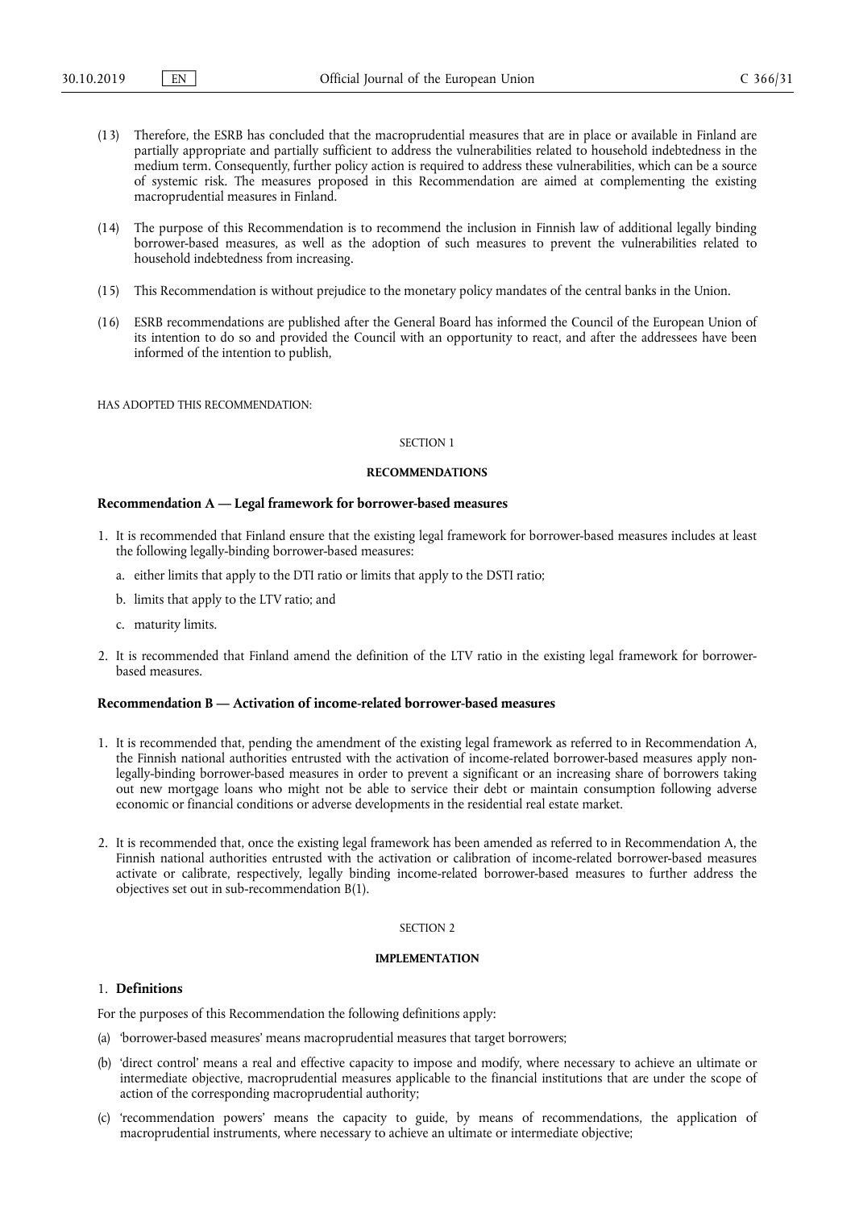(13) Therefore, the ESRB has concluded that the macroprudential measures that are in place or available in Finland are partially appropriate and partially sufficient to address the vulnerabilities related to household indebtedness in the medium term. Consequently, further policy action is required to address these vulnerabilities, which can be a source of systemic risk. The measures proposed in this Recommendation are aimed at complementing the existing macroprudential measures in Finland.

(14) The purpose of this Recommendation is to recommend the inclusion in Finnish law of additional legally binding borrower-based measures, as well as the adoption of such measures to prevent the vulnerabilities related to household indebtedness from increasing.

(15) This Recommendation is without prejudice to the monetary policy mandates of the central banks in the Union.

(16) ESRB recommendations are published after the General Board has informed the Council of the European Union of its intention to do so and provided the Council with an opportunity to react, and after the addressees have been informed of the intention to publish,

HAS ADOPTED THIS RECOMMENDATION:

SECTION 1

**RECOMMENDATIONS**

### Recommendation A — Legal framework for borrower-based measures

1. It is recommended that Finland ensure that the existing legal framework for borrower-based measures includes at least the following legally-binding borrower-based measures:

   a. either limits that apply to the DTI ratio or limits that apply to the DSTI ratio;

   b. limits that apply to the LTV ratio; and

   c. maturity limits.

2. It is recommended that Finland amend the definition of the LTV ratio in the existing legal framework for borrower-based measures.

### Recommendation B — Activation of income-related borrower-based measures

1. It is recommended that, pending the amendment of the existing legal framework as referred to in Recommendation A, the Finnish national authorities entrusted with the activation of income-related borrower-based measures apply non-legally-binding borrower-based measures in order to prevent a significant or an increasing share of borrowers taking out new mortgage loans who might not be able to service their debt or maintain consumption following adverse economic or financial conditions or adverse developments in the residential real estate market.

2. It is recommended that, once the existing legal framework has been amended as referred to in Recommendation A, the Finnish national authorities entrusted with the activation or calibration of income-related borrower-based measures activate or calibrate, respectively, legally binding income-related borrower-based measures to further address the objectives set out in sub-recommendation B(1).

SECTION 2

**IMPLEMENTATION**

### 1. Definitions

For the purposes of this Recommendation the following definitions apply:

(a) 'borrower-based measures' means macroprudential measures that target borrowers;

(b) 'direct control' means a real and effective capacity to impose and modify, where necessary to achieve an ultimate or intermediate objective, macroprudential measures applicable to the financial institutions that are under the scope of action of the corresponding macroprudential authority;

(c) 'recommendation powers' means the capacity to guide, by means of recommendations, the application of macroprudential instruments, where necessary to achieve an ultimate or intermediate objective;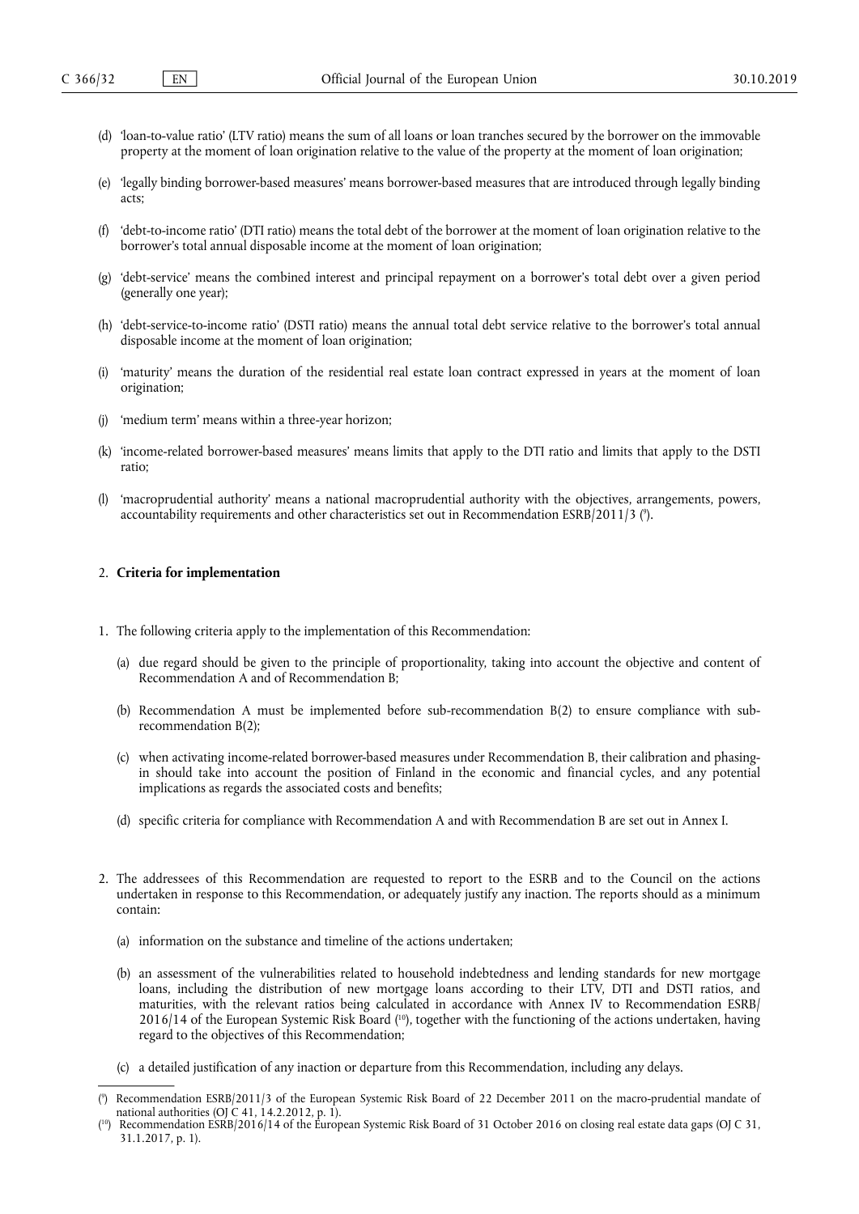(d) 'loan-to-value ratio' (LTV ratio) means the sum of all loans or loan tranches secured by the borrower on the immovable property at the moment of loan origination relative to the value of the property at the moment of loan origination;

(e) 'legally binding borrower-based measures' means borrower-based measures that are introduced through legally binding acts;

(f) 'debt-to-income ratio' (DTI ratio) means the total debt of the borrower at the moment of loan origination relative to the borrower's total annual disposable income at the moment of loan origination;

(g) 'debt-service' means the combined interest and principal repayment on a borrower's total debt over a given period (generally one year);

(h) 'debt-service-to-income ratio' (DSTI ratio) means the annual total debt service relative to the borrower's total annual disposable income at the moment of loan origination;

(i) 'maturity' means the duration of the residential real estate loan contract expressed in years at the moment of loan origination;

(j) 'medium term' means within a three-year horizon;

(k) 'income-related borrower-based measures' means limits that apply to the DTI ratio and limits that apply to the DSTI ratio;

(l) 'macroprudential authority' means a national macroprudential authority with the objectives, arrangements, powers, accountability requirements and other characteristics set out in Recommendation ESRB/2011/3 [9].

## 2. **Criteria for implementation**

1. The following criteria apply to the implementation of this Recommendation:

   (a) due regard should be given to the principle of proportionality, taking into account the objective and content of Recommendation A and of Recommendation B;

   (b) Recommendation A must be implemented before sub-recommendation B(2) to ensure compliance with sub-recommendation B(2);

   (c) when activating income-related borrower-based measures under Recommendation B, their calibration and phasing-in should take into account the position of Finland in the economic and financial cycles, and any potential implications as regards the associated costs and benefits;

   (d) specific criteria for compliance with Recommendation A and with Recommendation B are set out in Annex I.

2. The addressees of this Recommendation are requested to report to the ESRB and to the Council on the actions undertaken in response to this Recommendation, or adequately justify any inaction. The reports should as a minimum contain:

   (a) information on the substance and timeline of the actions undertaken;

   (b) an assessment of the vulnerabilities related to household indebtedness and lending standards for new mortgage loans, including the distribution of new mortgage loans according to their LTV, DTI and DSTI ratios, and maturities, with the relevant ratios being calculated in accordance with Annex IV to Recommendation ESRB/2016/14 of the European Systemic Risk Board [10], together with the functioning of the actions undertaken, having regard to the objectives of this Recommendation;

   (c) a detailed justification of any inaction or departure from this Recommendation, including any delays.

---

[9] Recommendation ESRB/2011/3 of the European Systemic Risk Board of 22 December 2011 on the macro-prudential mandate of national authorities (OJ C 41, 14.2.2012, p. 1).

[10] Recommendation ESRB/2016/14 of the European Systemic Risk Board of 31 October 2016 on closing real estate data gaps (OJ C 31, 31.1.2017, p. 1).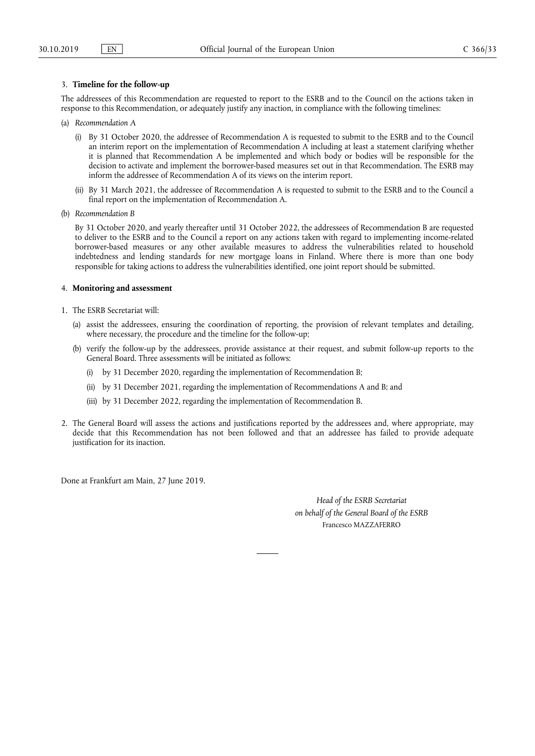## 3. **Timeline for the follow-up**

The addressees of this Recommendation are requested to report to the ESRB and to the Council on the actions taken in response to this Recommendation, or adequately justify any inaction, in compliance with the following timelines:

(a) *Recommendation A*

(i) By 31 October 2020, the addressee of Recommendation A is requested to submit to the ESRB and to the Council an interim report on the implementation of Recommendation A including at least a statement clarifying whether it is planned that Recommendation A be implemented and which body or bodies will be responsible for the decision to activate and implement the borrower-based measures set out in that Recommendation. The ESRB may inform the addressee of Recommendation A of its views on the interim report.

(ii) By 31 March 2021, the addressee of Recommendation A is requested to submit to the ESRB and to the Council a final report on the implementation of Recommendation A.

(b) *Recommendation B*

By 31 October 2020, and yearly thereafter until 31 October 2022, the addressees of Recommendation B are requested to deliver to the ESRB and to the Council a report on any actions taken with regard to implementing income-related borrower-based measures or any other available measures to address the vulnerabilities related to household indebtedness and lending standards for new mortgage loans in Finland. Where there is more than one body responsible for taking actions to address the vulnerabilities identified, one joint report should be submitted.

## 4. **Monitoring and assessment**

1. The ESRB Secretariat will:

   (a) assist the addressees, ensuring the coordination of reporting, the provision of relevant templates and detailing, where necessary, the procedure and the timeline for the follow-up;

   (b) verify the follow-up by the addressees, provide assistance at their request, and submit follow-up reports to the General Board. Three assessments will be initiated as follows:

      (i) by 31 December 2020, regarding the implementation of Recommendation B;

      (ii) by 31 December 2021, regarding the implementation of Recommendations A and B; and

      (iii) by 31 December 2022, regarding the implementation of Recommendation B.

2. The General Board will assess the actions and justifications reported by the addressees and, where appropriate, may decide that this Recommendation has not been followed and that an addressee has failed to provide adequate justification for its inaction.

Done at Frankfurt am Main, 27 June 2019.

*Head of the ESRB Secretariat*
*on behalf of the General Board of the ESRB*
Francesco MAZZAFERRO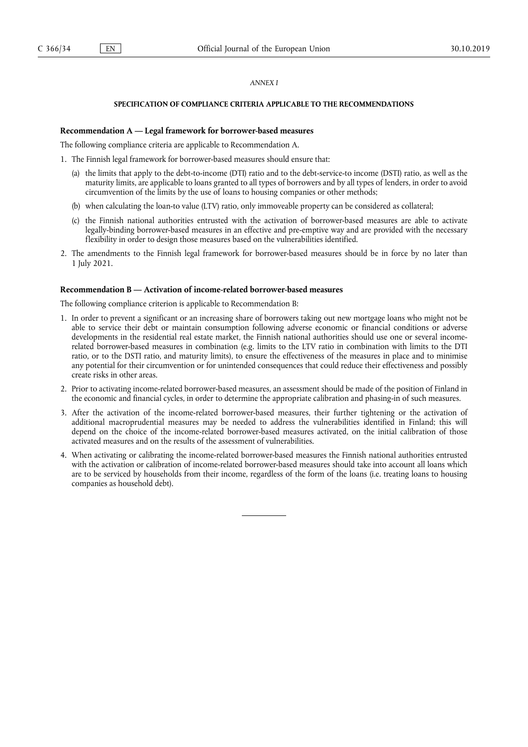*ANNEX I*

**SPECIFICATION OF COMPLIANCE CRITERIA APPLICABLE TO THE RECOMMENDATIONS**

**Recommendation A — Legal framework for borrower-based measures**

The following compliance criteria are applicable to Recommendation A.

1. The Finnish legal framework for borrower-based measures should ensure that:

   (a) the limits that apply to the debt-to-income (DTI) ratio and to the debt-service-to income (DSTI) ratio, as well as the maturity limits, are applicable to loans granted to all types of borrowers and by all types of lenders, in order to avoid circumvention of the limits by the use of loans to housing companies or other methods;

   (b) when calculating the loan-to value (LTV) ratio, only immoveable property can be considered as collateral;

   (c) the Finnish national authorities entrusted with the activation of borrower-based measures are able to activate legally-binding borrower-based measures in an effective and pre-emptive way and are provided with the necessary flexibility in order to design those measures based on the vulnerabilities identified.

2. The amendments to the Finnish legal framework for borrower-based measures should be in force by no later than 1 July 2021.

**Recommendation B — Activation of income-related borrower-based measures**

The following compliance criterion is applicable to Recommendation B:

1. In order to prevent a significant or an increasing share of borrowers taking out new mortgage loans who might not be able to service their debt or maintain consumption following adverse economic or financial conditions or adverse developments in the residential real estate market, the Finnish national authorities should use one or several income-related borrower-based measures in combination (e.g. limits to the LTV ratio in combination with limits to the DTI ratio, or to the DSTI ratio, and maturity limits), to ensure the effectiveness of the measures in place and to minimise any potential for their circumvention or for unintended consequences that could reduce their effectiveness and possibly create risks in other areas.

2. Prior to activating income-related borrower-based measures, an assessment should be made of the position of Finland in the economic and financial cycles, in order to determine the appropriate calibration and phasing-in of such measures.

3. After the activation of the income-related borrower-based measures, their further tightening or the activation of additional macroprudential measures may be needed to address the vulnerabilities identified in Finland; this will depend on the choice of the income-related borrower-based measures activated, on the initial calibration of those activated measures and on the results of the assessment of vulnerabilities.

4. When activating or calibrating the income-related borrower-based measures the Finnish national authorities entrusted with the activation or calibration of income-related borrower-based measures should take into account all loans which are to be serviced by households from their income, regardless of the form of the loans (i.e. treating loans to housing companies as household debt).